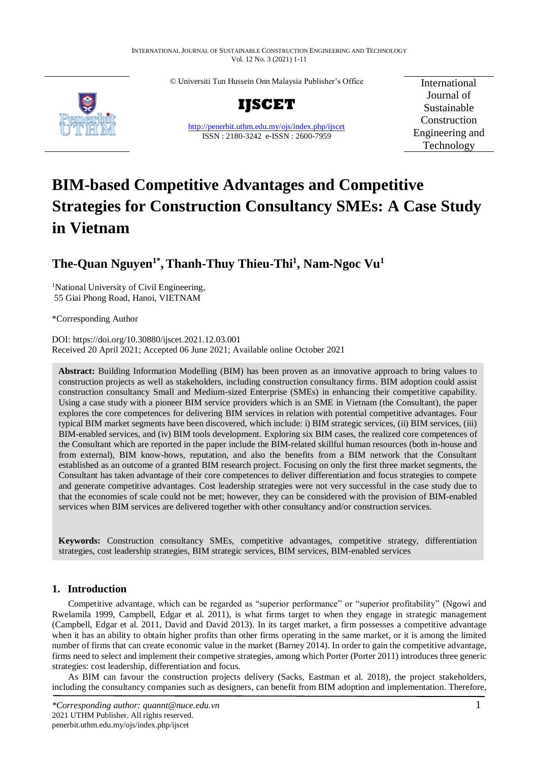© Universiti Tun Hussein Onn Malaysia Publisher's Office

**IJSCET**

http://penerbit.uthm.edu.my/ojs/index.php/ijscet
ISSN : 2180-3242 e-ISSN : 2600-7959

International Journal of Sustainable Construction Engineering and Technology

# BIM-based Competitive Advantages and Competitive Strategies for Construction Consultancy SMEs: A Case Study in Vietnam

## The-Quan Nguyen[1*], Thanh-Thuy Thieu-Thi[1], Nam-Ngoc Vu[1]

[1]National University of Civil Engineering, 55 Giai Phong Road, Hanoi, VIETNAM

*Corresponding Author

DOI: https://doi.org/10.30880/ijscet.2021.12.03.001
Received 20 April 2021; Accepted 06 June 2021; Available online October 2021

**Abstract:** Building Information Modelling (BIM) has been proven as an innovative approach to bring values to construction projects as well as stakeholders, including construction consultancy firms. BIM adoption could assist construction consultancy Small and Medium-sized Enterprise (SMEs) in enhancing their competitive capability. Using a case study with a pioneer BIM service providers which is an SME in Vietnam (the Consultant), the paper explores the core competences for delivering BIM services in relation with potential competitive advantages. Four typical BIM market segments have been discovered, which include: i) BIM strategic services, (ii) BIM services, (iii) BIM-enabled services, and (iv) BIM tools development. Exploring six BIM cases, the realized core competences of the Consultant which are reported in the paper include the BIM-related skillful human resources (both in-house and from external), BIM know-hows, reputation, and also the benefits from a BIM network that the Consultant established as an outcome of a granted BIM research project. Focusing on only the first three market segments, the Consultant has taken advantage of their core competences to deliver differentiation and focus strategies to compete and generate competitive advantages. Cost leadership strategies were not very successful in the case study due to that the economies of scale could not be met; however, they can be considered with the provision of BIM-enabled services when BIM services are delivered together with other consultancy and/or construction services.

**Keywords:** Construction consultancy SMEs, competitive advantages, competitive strategy, differentiation strategies, cost leadership strategies, BIM strategic services, BIM services, BIM-enabled services

## 1. Introduction

Competitive advantage, which can be regarded as "superior performance" or "superior profitability" (Ngowi and Rwelamila 1999, Campbell, Edgar et al. 2011), is what firms target to when they engage in strategic management (Campbell, Edgar et al. 2011, David and David 2013). In its target market, a firm possesses a competitive advantage when it has an ability to obtain higher profits than other firms operating in the same market, or it is among the limited number of firms that can create economic value in the market (Barney 2014). In order to gain the competitive advantage, firms need to select and implement their competive strategies, among which Porter (Porter 2011) introduces three generic strategies: cost leadership, differentiation and focus.

As BIM can favour the construction projects delivery (Sacks, Eastman et al. 2018), the project stakeholders, including the consultancy companies such as designers, can benefit from BIM adoption and implementation. Therefore,

*\*Corresponding author: quannt@nuce.edu.vn*
2021 UTHM Publisher. All rights reserved.
penerbit.uthm.edu.my/ojs/index.php/ijscet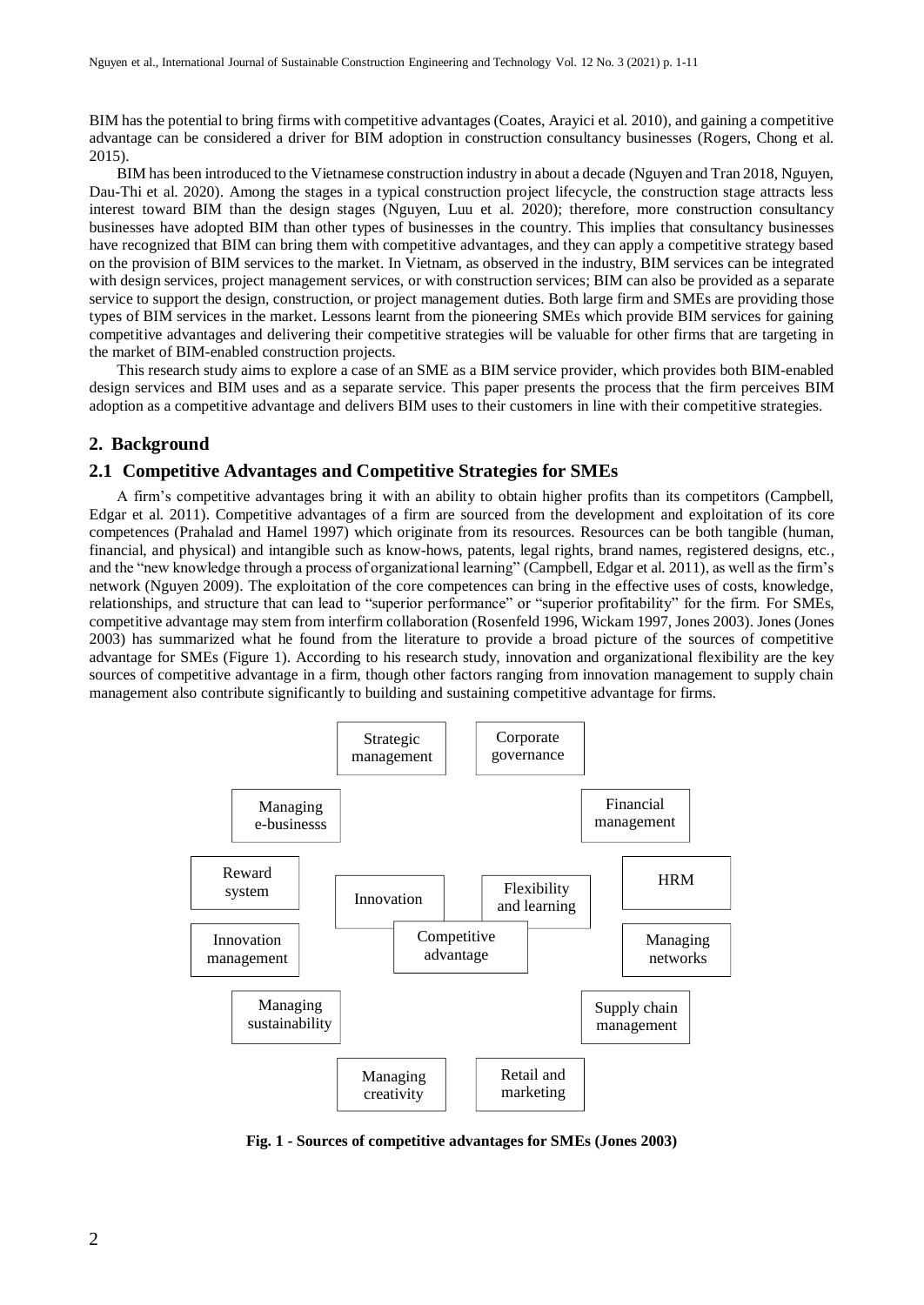BIM has the potential to bring firms with competitive advantages (Coates, Arayici et al. 2010), and gaining a competitive advantage can be considered a driver for BIM adoption in construction consultancy businesses (Rogers, Chong et al. 2015).

BIM has been introduced to the Vietnamese construction industry in about a decade (Nguyen and Tran 2018, Nguyen, Dau-Thi et al. 2020). Among the stages in a typical construction project lifecycle, the construction stage attracts less interest toward BIM than the design stages (Nguyen, Luu et al. 2020); therefore, more construction consultancy businesses have adopted BIM than other types of businesses in the country. This implies that consultancy businesses have recognized that BIM can bring them with competitive advantages, and they can apply a competitive strategy based on the provision of BIM services to the market. In Vietnam, as observed in the industry, BIM services can be integrated with design services, project management services, or with construction services; BIM can also be provided as a separate service to support the design, construction, or project management duties. Both large firm and SMEs are providing those types of BIM services in the market. Lessons learnt from the pioneering SMEs which provide BIM services for gaining competitive advantages and delivering their competitive strategies will be valuable for other firms that are targeting in the market of BIM-enabled construction projects.

This research study aims to explore a case of an SME as a BIM service provider, which provides both BIM-enabled design services and BIM uses and as a separate service. This paper presents the process that the firm perceives BIM adoption as a competitive advantage and delivers BIM uses to their customers in line with their competitive strategies.

## 2. Background

### 2.1 Competitive Advantages and Competitive Strategies for SMEs

A firm's competitive advantages bring it with an ability to obtain higher profits than its competitors (Campbell, Edgar et al. 2011). Competitive advantages of a firm are sourced from the development and exploitation of its core competences (Prahalad and Hamel 1997) which originate from its resources. Resources can be both tangible (human, financial, and physical) and intangible such as know-hows, patents, legal rights, brand names, registered designs, etc., and the "new knowledge through a process of organizational learning" (Campbell, Edgar et al. 2011), as well as the firm's network (Nguyen 2009). The exploitation of the core competences can bring in the effective uses of costs, knowledge, relationships, and structure that can lead to "superior performance" or "superior profitability" for the firm. For SMEs, competitive advantage may stem from interfirm collaboration (Rosenfeld 1996, Wickam 1997, Jones 2003). Jones (Jones 2003) has summarized what he found from the literature to provide a broad picture of the sources of competitive advantage for SMEs (Figure 1). According to his research study, innovation and organizational flexibility are the key sources of competitive advantage in a firm, though other factors ranging from innovation management to supply chain management also contribute significantly to building and sustaining competitive advantage for firms.

Strategic management | Corporate governance | Managing e-businesss | Financial management | Reward system | Innovation | Flexibility and learning | HRM | Competitive advantage | Innovation management | Managing networks | Managing sustainability | Supply chain management | Managing creativity | Retail and marketing

**Fig. 1 - Sources of competitive advantages for SMEs (Jones 2003)**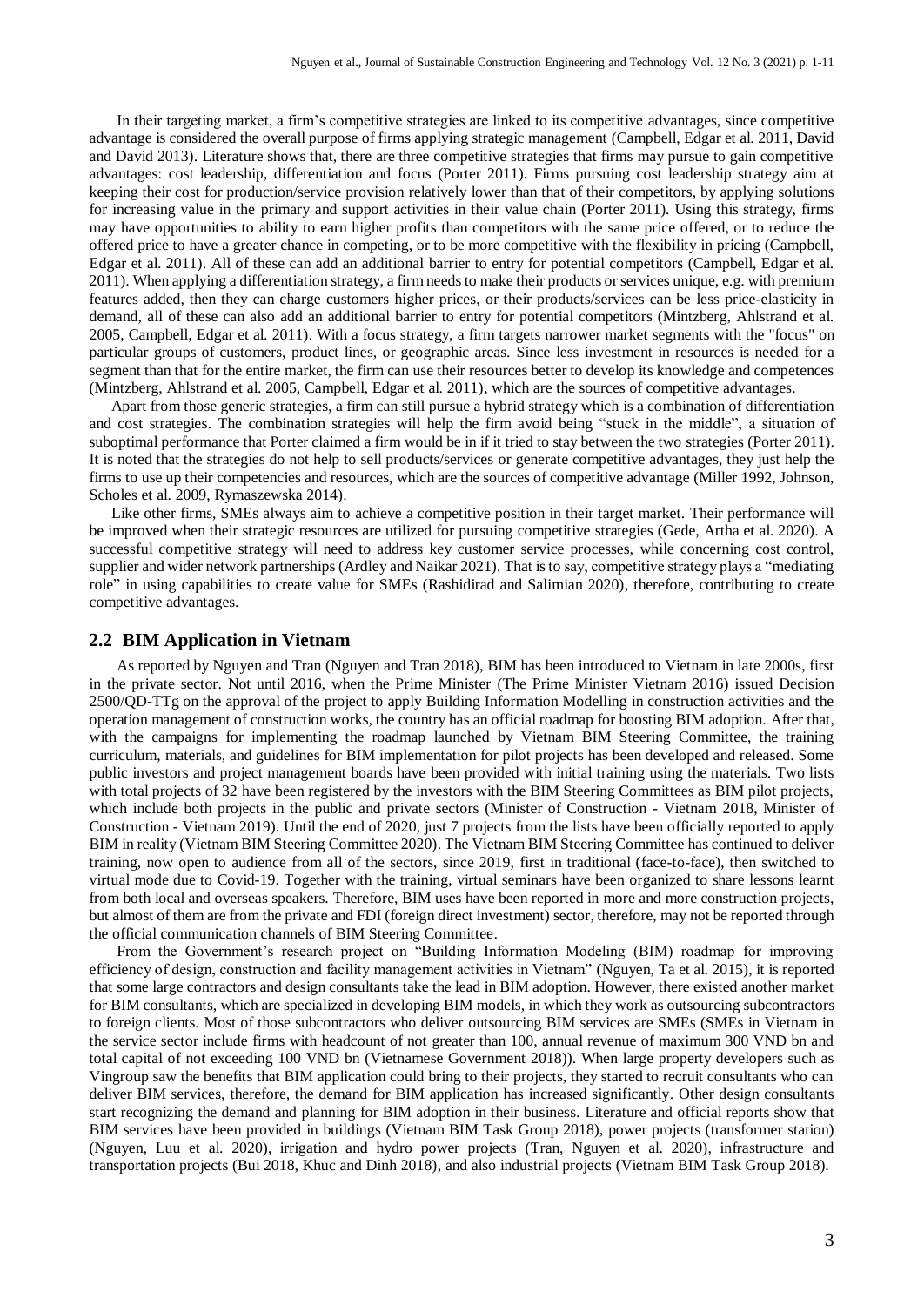In their targeting market, a firm's competitive strategies are linked to its competitive advantages, since competitive advantage is considered the overall purpose of firms applying strategic management (Campbell, Edgar et al. 2011, David and David 2013). Literature shows that, there are three competitive strategies that firms may pursue to gain competitive advantages: cost leadership, differentiation and focus (Porter 2011). Firms pursuing cost leadership strategy aim at keeping their cost for production/service provision relatively lower than that of their competitors, by applying solutions for increasing value in the primary and support activities in their value chain (Porter 2011). Using this strategy, firms may have opportunities to ability to earn higher profits than competitors with the same price offered, or to reduce the offered price to have a greater chance in competing, or to be more competitive with the flexibility in pricing (Campbell, Edgar et al. 2011). All of these can add an additional barrier to entry for potential competitors (Campbell, Edgar et al. 2011). When applying a differentiation strategy, a firm needs to make their products or services unique, e.g. with premium features added, then they can charge customers higher prices, or their products/services can be less price-elasticity in demand, all of these can also add an additional barrier to entry for potential competitors (Mintzberg, Ahlstrand et al. 2005, Campbell, Edgar et al. 2011). With a focus strategy, a firm targets narrower market segments with the "focus" on particular groups of customers, product lines, or geographic areas. Since less investment in resources is needed for a segment than that for the entire market, the firm can use their resources better to develop its knowledge and competences (Mintzberg, Ahlstrand et al. 2005, Campbell, Edgar et al. 2011), which are the sources of competitive advantages.

Apart from those generic strategies, a firm can still pursue a hybrid strategy which is a combination of differentiation and cost strategies. The combination strategies will help the firm avoid being "stuck in the middle", a situation of suboptimal performance that Porter claimed a firm would be in if it tried to stay between the two strategies (Porter 2011). It is noted that the strategies do not help to sell products/services or generate competitive advantages, they just help the firms to use up their competencies and resources, which are the sources of competitive advantage (Miller 1992, Johnson, Scholes et al. 2009, Rymaszewska 2014).

Like other firms, SMEs always aim to achieve a competitive position in their target market. Their performance will be improved when their strategic resources are utilized for pursuing competitive strategies (Gede, Artha et al. 2020). A successful competitive strategy will need to address key customer service processes, while concerning cost control, supplier and wider network partnerships (Ardley and Naikar 2021). That is to say, competitive strategy plays a "mediating role" in using capabilities to create value for SMEs (Rashidirad and Salimian 2020), therefore, contributing to create competitive advantages.

## 2.2 BIM Application in Vietnam

As reported by Nguyen and Tran (Nguyen and Tran 2018), BIM has been introduced to Vietnam in late 2000s, first in the private sector. Not until 2016, when the Prime Minister (The Prime Minister Vietnam 2016) issued Decision 2500/QD-TTg on the approval of the project to apply Building Information Modelling in construction activities and the operation management of construction works, the country has an official roadmap for boosting BIM adoption. After that, with the campaigns for implementing the roadmap launched by Vietnam BIM Steering Committee, the training curriculum, materials, and guidelines for BIM implementation for pilot projects has been developed and released. Some public investors and project management boards have been provided with initial training using the materials. Two lists with total projects of 32 have been registered by the investors with the BIM Steering Committees as BIM pilot projects, which include both projects in the public and private sectors (Minister of Construction - Vietnam 2018, Minister of Construction - Vietnam 2019). Until the end of 2020, just 7 projects from the lists have been officially reported to apply BIM in reality (Vietnam BIM Steering Committee 2020). The Vietnam BIM Steering Committee has continued to deliver training, now open to audience from all of the sectors, since 2019, first in traditional (face-to-face), then switched to virtual mode due to Covid-19. Together with the training, virtual seminars have been organized to share lessons learnt from both local and overseas speakers. Therefore, BIM uses have been reported in more and more construction projects, but almost of them are from the private and FDI (foreign direct investment) sector, therefore, may not be reported through the official communication channels of BIM Steering Committee.

From the Government's research project on "Building Information Modeling (BIM) roadmap for improving efficiency of design, construction and facility management activities in Vietnam" (Nguyen, Ta et al. 2015), it is reported that some large contractors and design consultants take the lead in BIM adoption. However, there existed another market for BIM consultants, which are specialized in developing BIM models, in which they work as outsourcing subcontractors to foreign clients. Most of those subcontractors who deliver outsourcing BIM services are SMEs (SMEs in Vietnam in the service sector include firms with headcount of not greater than 100, annual revenue of maximum 300 VND bn and total capital of not exceeding 100 VND bn (Vietnamese Government 2018)). When large property developers such as Vingroup saw the benefits that BIM application could bring to their projects, they started to recruit consultants who can deliver BIM services, therefore, the demand for BIM application has increased significantly. Other design consultants start recognizing the demand and planning for BIM adoption in their business. Literature and official reports show that BIM services have been provided in buildings (Vietnam BIM Task Group 2018), power projects (transformer station) (Nguyen, Luu et al. 2020), irrigation and hydro power projects (Tran, Nguyen et al. 2020), infrastructure and transportation projects (Bui 2018, Khuc and Dinh 2018), and also industrial projects (Vietnam BIM Task Group 2018).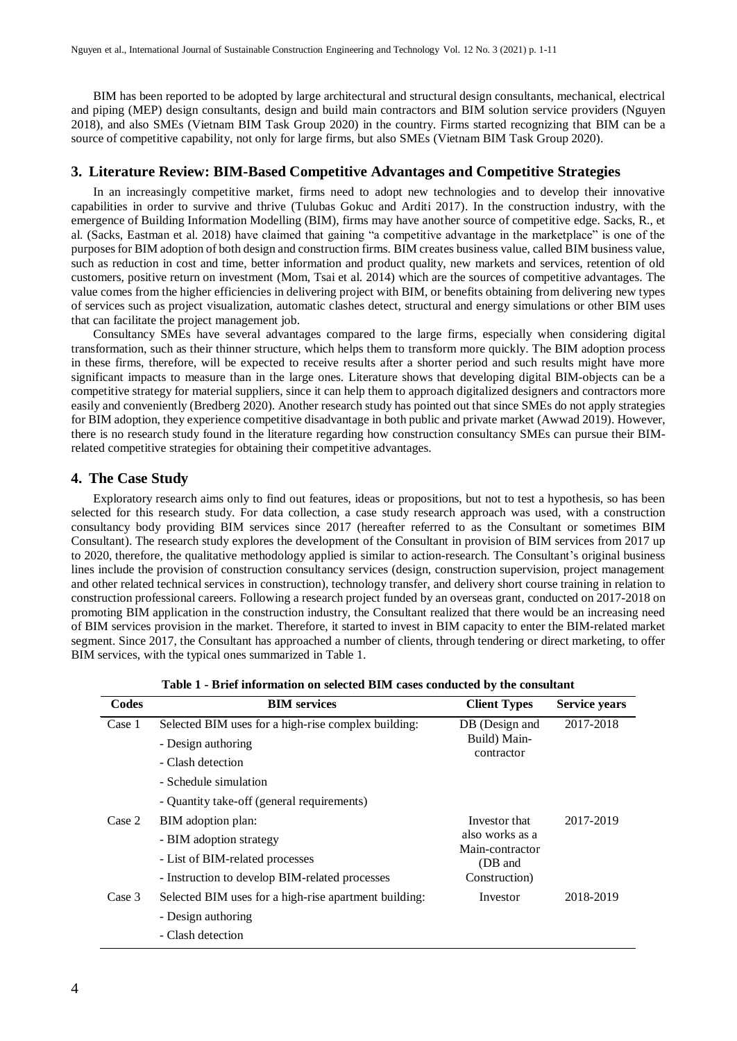BIM has been reported to be adopted by large architectural and structural design consultants, mechanical, electrical and piping (MEP) design consultants, design and build main contractors and BIM solution service providers (Nguyen 2018), and also SMEs (Vietnam BIM Task Group 2020) in the country. Firms started recognizing that BIM can be a source of competitive capability, not only for large firms, but also SMEs (Vietnam BIM Task Group 2020).

## 3. Literature Review: BIM-Based Competitive Advantages and Competitive Strategies

In an increasingly competitive market, firms need to adopt new technologies and to develop their innovative capabilities in order to survive and thrive (Tulubas Gokuc and Arditi 2017). In the construction industry, with the emergence of Building Information Modelling (BIM), firms may have another source of competitive edge. Sacks, R., et al. (Sacks, Eastman et al. 2018) have claimed that gaining "a competitive advantage in the marketplace" is one of the purposes for BIM adoption of both design and construction firms. BIM creates business value, called BIM business value, such as reduction in cost and time, better information and product quality, new markets and services, retention of old customers, positive return on investment (Mom, Tsai et al. 2014) which are the sources of competitive advantages. The value comes from the higher efficiencies in delivering project with BIM, or benefits obtaining from delivering new types of services such as project visualization, automatic clashes detect, structural and energy simulations or other BIM uses that can facilitate the project management job.

Consultancy SMEs have several advantages compared to the large firms, especially when considering digital transformation, such as their thinner structure, which helps them to transform more quickly. The BIM adoption process in these firms, therefore, will be expected to receive results after a shorter period and such results might have more significant impacts to measure than in the large ones. Literature shows that developing digital BIM-objects can be a competitive strategy for material suppliers, since it can help them to approach digitalized designers and contractors more easily and conveniently (Bredberg 2020). Another research study has pointed out that since SMEs do not apply strategies for BIM adoption, they experience competitive disadvantage in both public and private market (Awwad 2019). However, there is no research study found in the literature regarding how construction consultancy SMEs can pursue their BIM-related competitive strategies for obtaining their competitive advantages.

## 4. The Case Study

Exploratory research aims only to find out features, ideas or propositions, but not to test a hypothesis, so has been selected for this research study. For data collection, a case study research approach was used, with a construction consultancy body providing BIM services since 2017 (hereafter referred to as the Consultant or sometimes BIM Consultant). The research study explores the development of the Consultant in provision of BIM services from 2017 up to 2020, therefore, the qualitative methodology applied is similar to action-research. The Consultant's original business lines include the provision of construction consultancy services (design, construction supervision, project management and other related technical services in construction), technology transfer, and delivery short course training in relation to construction professional careers. Following a research project funded by an overseas grant, conducted on 2017-2018 on promoting BIM application in the construction industry, the Consultant realized that there would be an increasing need of BIM services provision in the market. Therefore, it started to invest in BIM capacity to enter the BIM-related market segment. Since 2017, the Consultant has approached a number of clients, through tendering or direct marketing, to offer BIM services, with the typical ones summarized in Table 1.

**Table 1 - Brief information on selected BIM cases conducted by the consultant**

| Codes | BIM services | Client Types | Service years |
|---|---|---|---|
| Case 1 | Selected BIM uses for a high-rise complex building:<br>- Design authoring<br>- Clash detection<br>- Schedule simulation<br>- Quantity take-off (general requirements) | DB (Design and Build) Main-contractor | 2017-2018 |
| Case 2 | BIM adoption plan:<br>- BIM adoption strategy<br>- List of BIM-related processes<br>- Instruction to develop BIM-related processes | Investor that also works as a Main-contractor (DB and Construction) | 2017-2019 |
| Case 3 | Selected BIM uses for a high-rise apartment building:<br>- Design authoring<br>- Clash detection | Investor | 2018-2019 |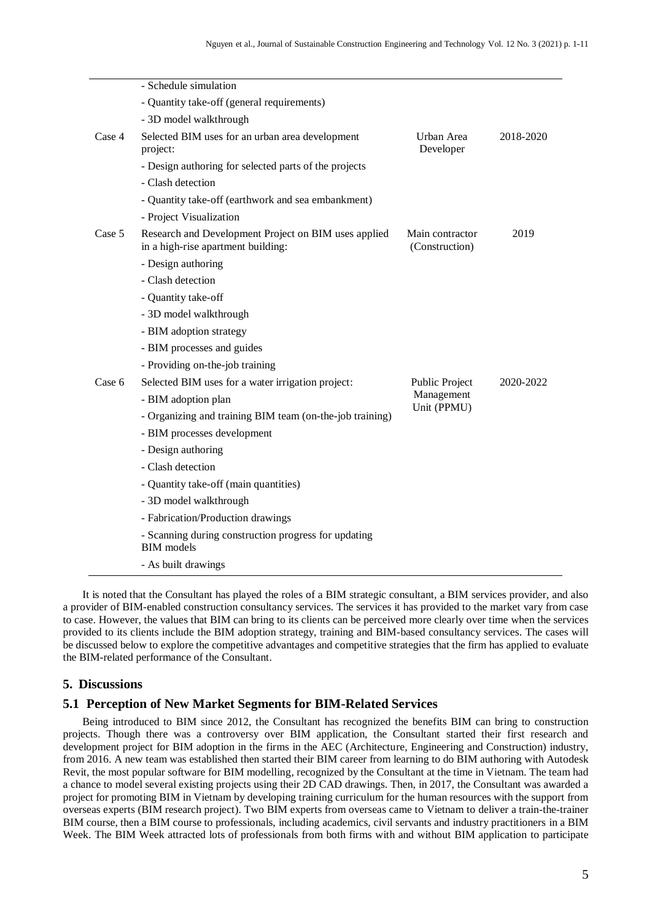| | | | |
|---|---|---|---|
| | - Schedule simulation | | |
| | - Quantity take-off (general requirements) | | |
| | - 3D model walkthrough | | |
| Case 4 | Selected BIM uses for an urban area development project: | Urban Area Developer | 2018-2020 |
| | - Design authoring for selected parts of the projects | | |
| | - Clash detection | | |
| | - Quantity take-off (earthwork and sea embankment) | | |
| | - Project Visualization | | |
| Case 5 | Research and Development Project on BIM uses applied in a high-rise apartment building: | Main contractor (Construction) | 2019 |
| | - Design authoring | | |
| | - Clash detection | | |
| | - Quantity take-off | | |
| | - 3D model walkthrough | | |
| | - BIM adoption strategy | | |
| | - BIM processes and guides | | |
| | - Providing on-the-job training | | |
| Case 6 | Selected BIM uses for a water irrigation project: | Public Project Management Unit (PPMU) | 2020-2022 |
| | - BIM adoption plan | | |
| | - Organizing and training BIM team (on-the-job training) | | |
| | - BIM processes development | | |
| | - Design authoring | | |
| | - Clash detection | | |
| | - Quantity take-off (main quantities) | | |
| | - 3D model walkthrough | | |
| | - Fabrication/Production drawings | | |
| | - Scanning during construction progress for updating BIM models | | |
| | - As built drawings | | |

It is noted that the Consultant has played the roles of a BIM strategic consultant, a BIM services provider, and also a provider of BIM-enabled construction consultancy services. The services it has provided to the market vary from case to case. However, the values that BIM can bring to its clients can be perceived more clearly over time when the services provided to its clients include the BIM adoption strategy, training and BIM-based consultancy services. The cases will be discussed below to explore the competitive advantages and competitive strategies that the firm has applied to evaluate the BIM-related performance of the Consultant.

## 5. Discussions

### 5.1 Perception of New Market Segments for BIM-Related Services

Being introduced to BIM since 2012, the Consultant has recognized the benefits BIM can bring to construction projects. Though there was a controversy over BIM application, the Consultant started their first research and development project for BIM adoption in the firms in the AEC (Architecture, Engineering and Construction) industry, from 2016. A new team was established then started their BIM career from learning to do BIM authoring with Autodesk Revit, the most popular software for BIM modelling, recognized by the Consultant at the time in Vietnam. The team had a chance to model several existing projects using their 2D CAD drawings. Then, in 2017, the Consultant was awarded a project for promoting BIM in Vietnam by developing training curriculum for the human resources with the support from overseas experts (BIM research project). Two BIM experts from overseas came to Vietnam to deliver a train-the-trainer BIM course, then a BIM course to professionals, including academics, civil servants and industry practitioners in a BIM Week. The BIM Week attracted lots of professionals from both firms with and without BIM application to participate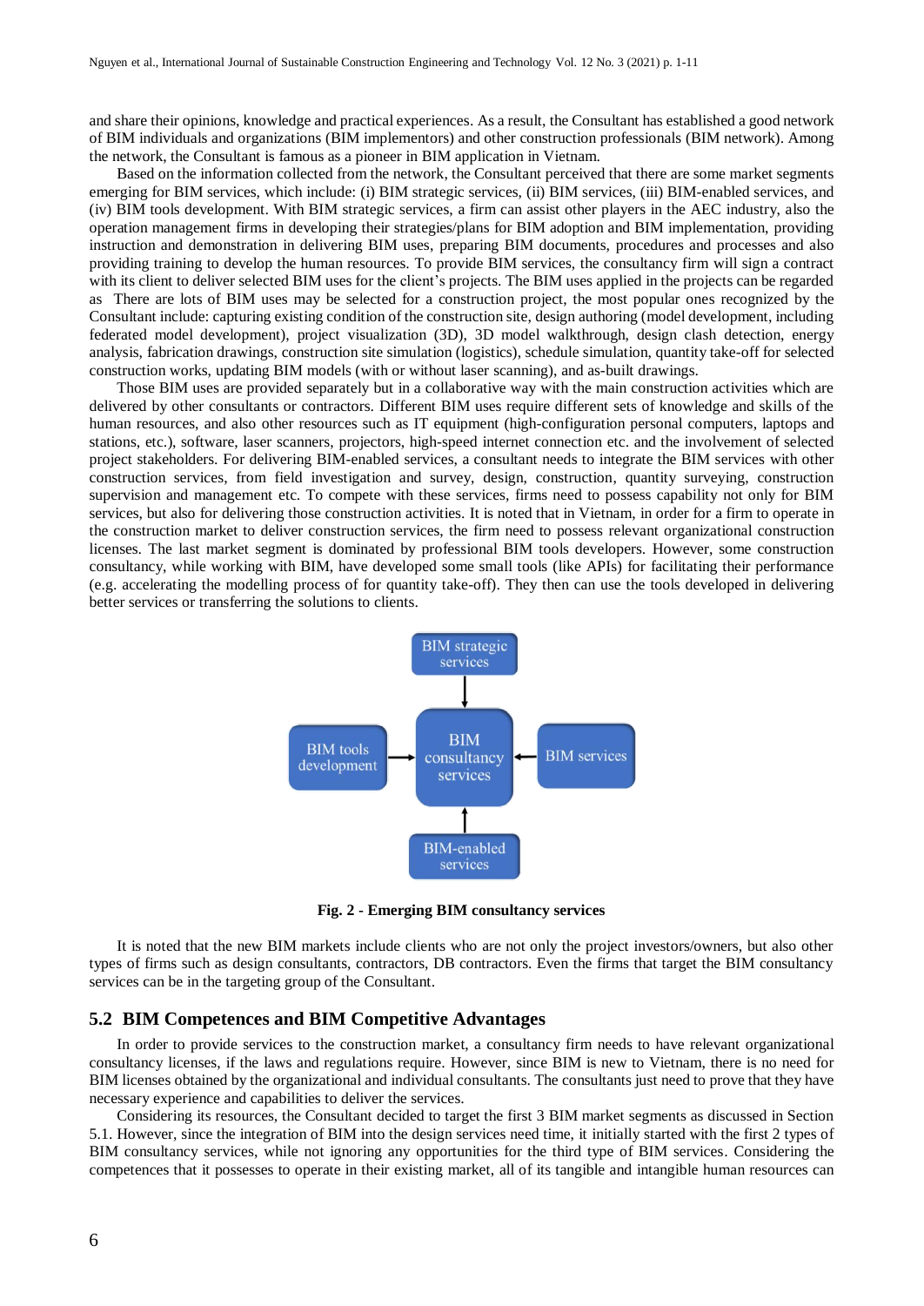and share their opinions, knowledge and practical experiences. As a result, the Consultant has established a good network of BIM individuals and organizations (BIM implementors) and other construction professionals (BIM network). Among the network, the Consultant is famous as a pioneer in BIM application in Vietnam.

Based on the information collected from the network, the Consultant perceived that there are some market segments emerging for BIM services, which include: (i) BIM strategic services, (ii) BIM services, (iii) BIM-enabled services, and (iv) BIM tools development. With BIM strategic services, a firm can assist other players in the AEC industry, also the operation management firms in developing their strategies/plans for BIM adoption and BIM implementation, providing instruction and demonstration in delivering BIM uses, preparing BIM documents, procedures and processes and also providing training to develop the human resources. To provide BIM services, the consultancy firm will sign a contract with its client to deliver selected BIM uses for the client's projects. The BIM uses applied in the projects can be regarded as There are lots of BIM uses may be selected for a construction project, the most popular ones recognized by the Consultant include: capturing existing condition of the construction site, design authoring (model development, including federated model development), project visualization (3D), 3D model walkthrough, design clash detection, energy analysis, fabrication drawings, construction site simulation (logistics), schedule simulation, quantity take-off for selected construction works, updating BIM models (with or without laser scanning), and as-built drawings.

Those BIM uses are provided separately but in a collaborative way with the main construction activities which are delivered by other consultants or contractors. Different BIM uses require different sets of knowledge and skills of the human resources, and also other resources such as IT equipment (high-configuration personal computers, laptops and stations, etc.), software, laser scanners, projectors, high-speed internet connection etc. and the involvement of selected project stakeholders. For delivering BIM-enabled services, a consultant needs to integrate the BIM services with other construction services, from field investigation and survey, design, construction, quantity surveying, construction supervision and management etc. To compete with these services, firms need to possess capability not only for BIM services, but also for delivering those construction activities. It is noted that in Vietnam, in order for a firm to operate in the construction market to deliver construction services, the firm need to possess relevant organizational construction licenses. The last market segment is dominated by professional BIM tools developers. However, some construction consultancy, while working with BIM, have developed some small tools (like APIs) for facilitating their performance (e.g. accelerating the modelling process of for quantity take-off). They then can use the tools developed in delivering better services or transferring the solutions to clients.

**Fig. 2 - Emerging BIM consultancy services**

It is noted that the new BIM markets include clients who are not only the project investors/owners, but also other types of firms such as design consultants, contractors, DB contractors. Even the firms that target the BIM consultancy services can be in the targeting group of the Consultant.

## 5.2 BIM Competences and BIM Competitive Advantages

In order to provide services to the construction market, a consultancy firm needs to have relevant organizational consultancy licenses, if the laws and regulations require. However, since BIM is new to Vietnam, there is no need for BIM licenses obtained by the organizational and individual consultants. The consultants just need to prove that they have necessary experience and capabilities to deliver the services.

Considering its resources, the Consultant decided to target the first 3 BIM market segments as discussed in Section 5.1. However, since the integration of BIM into the design services need time, it initially started with the first 2 types of BIM consultancy services, while not ignoring any opportunities for the third type of BIM services. Considering the competences that it possesses to operate in their existing market, all of its tangible and intangible human resources can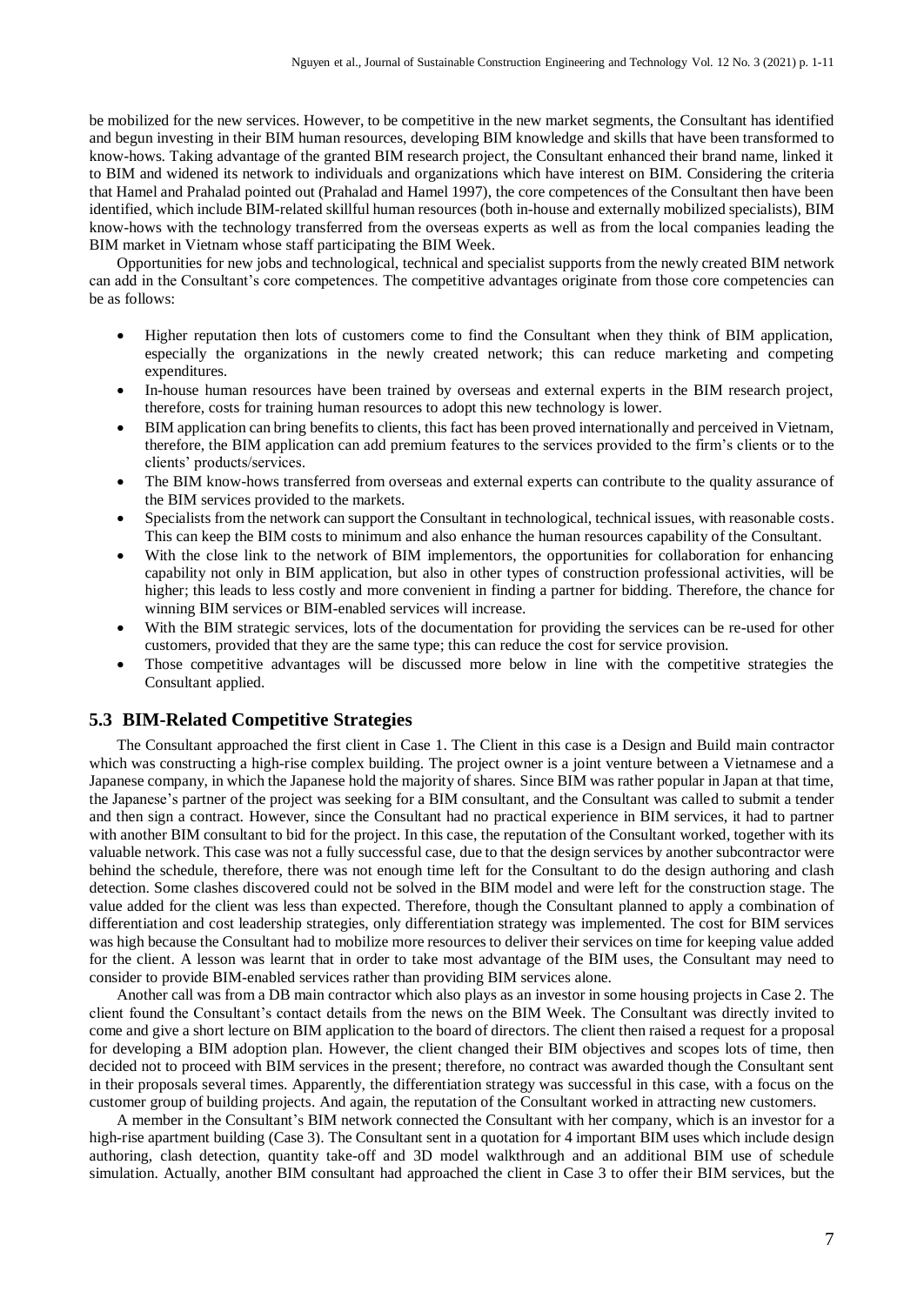be mobilized for the new services. However, to be competitive in the new market segments, the Consultant has identified and begun investing in their BIM human resources, developing BIM knowledge and skills that have been transformed to know-hows. Taking advantage of the granted BIM research project, the Consultant enhanced their brand name, linked it to BIM and widened its network to individuals and organizations which have interest on BIM. Considering the criteria that Hamel and Prahalad pointed out (Prahalad and Hamel 1997), the core competences of the Consultant then have been identified, which include BIM-related skillful human resources (both in-house and externally mobilized specialists), BIM know-hows with the technology transferred from the overseas experts as well as from the local companies leading the BIM market in Vietnam whose staff participating the BIM Week.

Opportunities for new jobs and technological, technical and specialist supports from the newly created BIM network can add in the Consultant's core competences. The competitive advantages originate from those core competencies can be as follows:

- Higher reputation then lots of customers come to find the Consultant when they think of BIM application, especially the organizations in the newly created network; this can reduce marketing and competing expenditures.
- In-house human resources have been trained by overseas and external experts in the BIM research project, therefore, costs for training human resources to adopt this new technology is lower.
- BIM application can bring benefits to clients, this fact has been proved internationally and perceived in Vietnam, therefore, the BIM application can add premium features to the services provided to the firm's clients or to the clients' products/services.
- The BIM know-hows transferred from overseas and external experts can contribute to the quality assurance of the BIM services provided to the markets.
- Specialists from the network can support the Consultant in technological, technical issues, with reasonable costs. This can keep the BIM costs to minimum and also enhance the human resources capability of the Consultant.
- With the close link to the network of BIM implementors, the opportunities for collaboration for enhancing capability not only in BIM application, but also in other types of construction professional activities, will be higher; this leads to less costly and more convenient in finding a partner for bidding. Therefore, the chance for winning BIM services or BIM-enabled services will increase.
- With the BIM strategic services, lots of the documentation for providing the services can be re-used for other customers, provided that they are the same type; this can reduce the cost for service provision.
- Those competitive advantages will be discussed more below in line with the competitive strategies the Consultant applied.

## 5.3 BIM-Related Competitive Strategies

The Consultant approached the first client in Case 1. The Client in this case is a Design and Build main contractor which was constructing a high-rise complex building. The project owner is a joint venture between a Vietnamese and a Japanese company, in which the Japanese hold the majority of shares. Since BIM was rather popular in Japan at that time, the Japanese's partner of the project was seeking for a BIM consultant, and the Consultant was called to submit a tender and then sign a contract. However, since the Consultant had no practical experience in BIM services, it had to partner with another BIM consultant to bid for the project. In this case, the reputation of the Consultant worked, together with its valuable network. This case was not a fully successful case, due to that the design services by another subcontractor were behind the schedule, therefore, there was not enough time left for the Consultant to do the design authoring and clash detection. Some clashes discovered could not be solved in the BIM model and were left for the construction stage. The value added for the client was less than expected. Therefore, though the Consultant planned to apply a combination of differentiation and cost leadership strategies, only differentiation strategy was implemented. The cost for BIM services was high because the Consultant had to mobilize more resources to deliver their services on time for keeping value added for the client. A lesson was learnt that in order to take most advantage of the BIM uses, the Consultant may need to consider to provide BIM-enabled services rather than providing BIM services alone.

Another call was from a DB main contractor which also plays as an investor in some housing projects in Case 2. The client found the Consultant's contact details from the news on the BIM Week. The Consultant was directly invited to come and give a short lecture on BIM application to the board of directors. The client then raised a request for a proposal for developing a BIM adoption plan. However, the client changed their BIM objectives and scopes lots of time, then decided not to proceed with BIM services in the present; therefore, no contract was awarded though the Consultant sent in their proposals several times. Apparently, the differentiation strategy was successful in this case, with a focus on the customer group of building projects. And again, the reputation of the Consultant worked in attracting new customers.

A member in the Consultant's BIM network connected the Consultant with her company, which is an investor for a high-rise apartment building (Case 3). The Consultant sent in a quotation for 4 important BIM uses which include design authoring, clash detection, quantity take-off and 3D model walkthrough and an additional BIM use of schedule simulation. Actually, another BIM consultant had approached the client in Case 3 to offer their BIM services, but the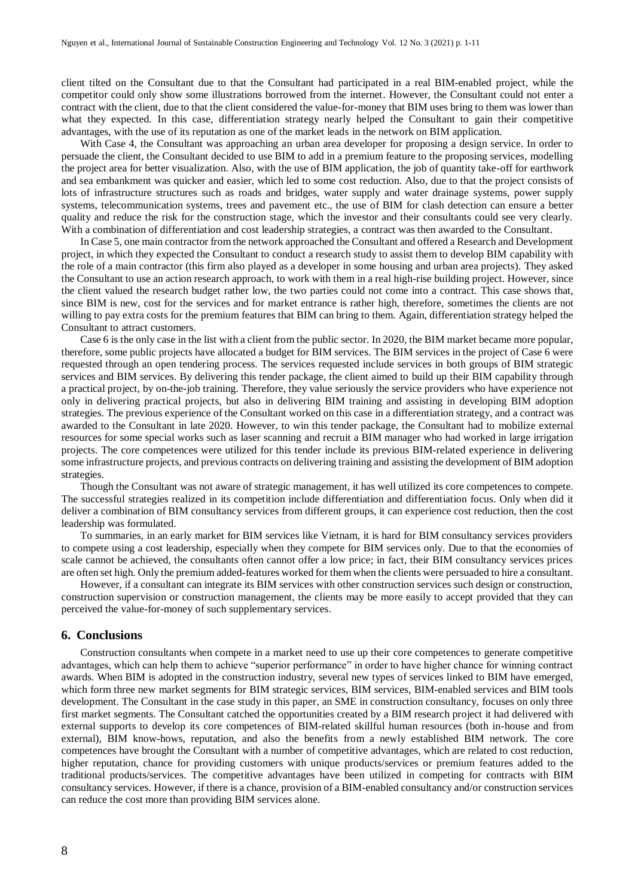client tilted on the Consultant due to that the Consultant had participated in a real BIM-enabled project, while the competitor could only show some illustrations borrowed from the internet. However, the Consultant could not enter a contract with the client, due to that the client considered the value-for-money that BIM uses bring to them was lower than what they expected. In this case, differentiation strategy nearly helped the Consultant to gain their competitive advantages, with the use of its reputation as one of the market leads in the network on BIM application.

With Case 4, the Consultant was approaching an urban area developer for proposing a design service. In order to persuade the client, the Consultant decided to use BIM to add in a premium feature to the proposing services, modelling the project area for better visualization. Also, with the use of BIM application, the job of quantity take-off for earthwork and sea embankment was quicker and easier, which led to some cost reduction. Also, due to that the project consists of lots of infrastructure structures such as roads and bridges, water supply and water drainage systems, power supply systems, telecommunication systems, trees and pavement etc., the use of BIM for clash detection can ensure a better quality and reduce the risk for the construction stage, which the investor and their consultants could see very clearly. With a combination of differentiation and cost leadership strategies, a contract was then awarded to the Consultant.

In Case 5, one main contractor from the network approached the Consultant and offered a Research and Development project, in which they expected the Consultant to conduct a research study to assist them to develop BIM capability with the role of a main contractor (this firm also played as a developer in some housing and urban area projects). They asked the Consultant to use an action research approach, to work with them in a real high-rise building project. However, since the client valued the research budget rather low, the two parties could not come into a contract. This case shows that, since BIM is new, cost for the services and for market entrance is rather high, therefore, sometimes the clients are not willing to pay extra costs for the premium features that BIM can bring to them. Again, differentiation strategy helped the Consultant to attract customers.

Case 6 is the only case in the list with a client from the public sector. In 2020, the BIM market became more popular, therefore, some public projects have allocated a budget for BIM services. The BIM services in the project of Case 6 were requested through an open tendering process. The services requested include services in both groups of BIM strategic services and BIM services. By delivering this tender package, the client aimed to build up their BIM capability through a practical project, by on-the-job training. Therefore, they value seriously the service providers who have experience not only in delivering practical projects, but also in delivering BIM training and assisting in developing BIM adoption strategies. The previous experience of the Consultant worked on this case in a differentiation strategy, and a contract was awarded to the Consultant in late 2020. However, to win this tender package, the Consultant had to mobilize external resources for some special works such as laser scanning and recruit a BIM manager who had worked in large irrigation projects. The core competences were utilized for this tender include its previous BIM-related experience in delivering some infrastructure projects, and previous contracts on delivering training and assisting the development of BIM adoption strategies.

Though the Consultant was not aware of strategic management, it has well utilized its core competences to compete. The successful strategies realized in its competition include differentiation and differentiation focus. Only when did it deliver a combination of BIM consultancy services from different groups, it can experience cost reduction, then the cost leadership was formulated.

To summaries, in an early market for BIM services like Vietnam, it is hard for BIM consultancy services providers to compete using a cost leadership, especially when they compete for BIM services only. Due to that the economies of scale cannot be achieved, the consultants often cannot offer a low price; in fact, their BIM consultancy services prices are often set high. Only the premium added-features worked for them when the clients were persuaded to hire a consultant.

However, if a consultant can integrate its BIM services with other construction services such design or construction, construction supervision or construction management, the clients may be more easily to accept provided that they can perceived the value-for-money of such supplementary services.

## 6. Conclusions

Construction consultants when compete in a market need to use up their core competences to generate competitive advantages, which can help them to achieve "superior performance" in order to have higher chance for winning contract awards. When BIM is adopted in the construction industry, several new types of services linked to BIM have emerged, which form three new market segments for BIM strategic services, BIM services, BIM-enabled services and BIM tools development. The Consultant in the case study in this paper, an SME in construction consultancy, focuses on only three first market segments. The Consultant catched the opportunities created by a BIM research project it had delivered with external supports to develop its core competences of BIM-related skillful human resources (both in-house and from external), BIM know-hows, reputation, and also the benefits from a newly established BIM network. The core competences have brought the Consultant with a number of competitive advantages, which are related to cost reduction, higher reputation, chance for providing customers with unique products/services or premium features added to the traditional products/services. The competitive advantages have been utilized in competing for contracts with BIM consultancy services. However, if there is a chance, provision of a BIM-enabled consultancy and/or construction services can reduce the cost more than providing BIM services alone.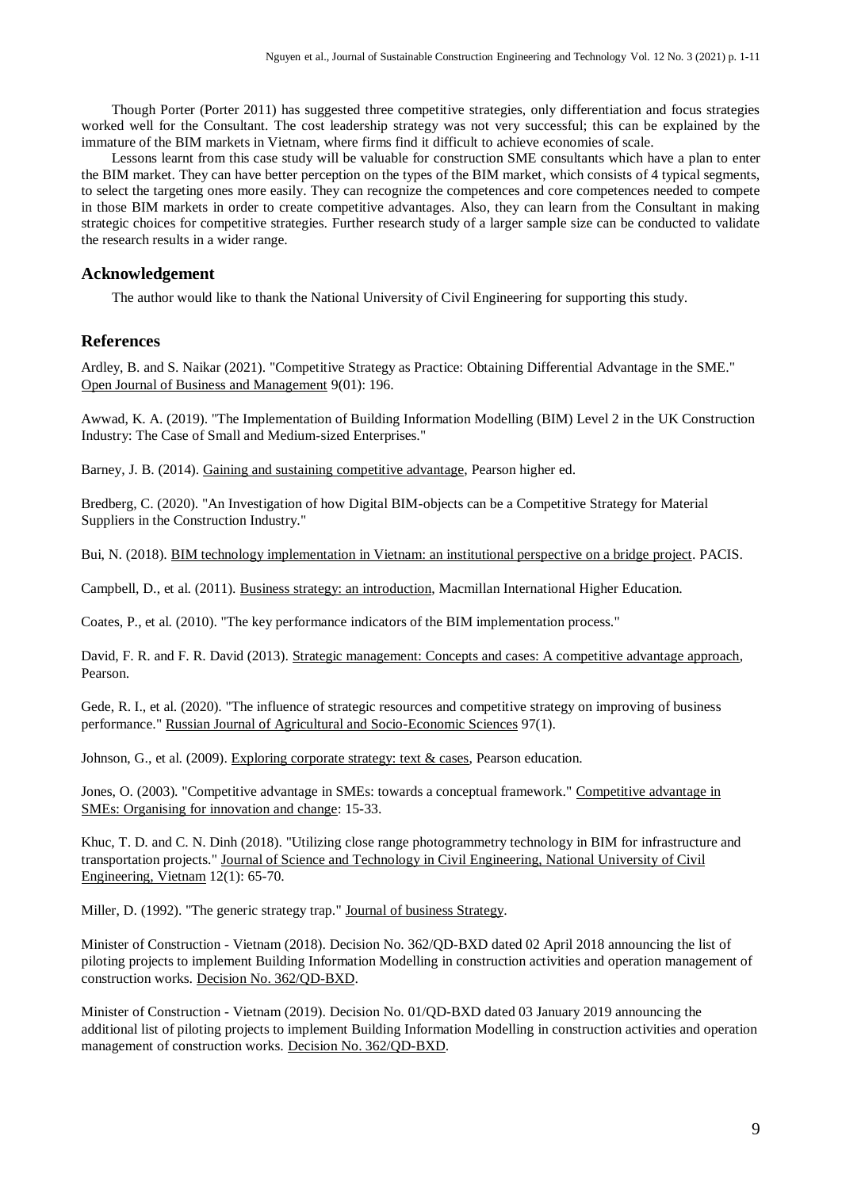Though Porter (Porter 2011) has suggested three competitive strategies, only differentiation and focus strategies worked well for the Consultant. The cost leadership strategy was not very successful; this can be explained by the immature of the BIM markets in Vietnam, where firms find it difficult to achieve economies of scale.

Lessons learnt from this case study will be valuable for construction SME consultants which have a plan to enter the BIM market. They can have better perception on the types of the BIM market, which consists of 4 typical segments, to select the targeting ones more easily. They can recognize the competences and core competences needed to compete in those BIM markets in order to create competitive advantages. Also, they can learn from the Consultant in making strategic choices for competitive strategies. Further research study of a larger sample size can be conducted to validate the research results in a wider range.

## Acknowledgement

The author would like to thank the National University of Civil Engineering for supporting this study.

## References

Ardley, B. and S. Naikar (2021). "Competitive Strategy as Practice: Obtaining Differential Advantage in the SME." Open Journal of Business and Management 9(01): 196.

Awwad, K. A. (2019). "The Implementation of Building Information Modelling (BIM) Level 2 in the UK Construction Industry: The Case of Small and Medium-sized Enterprises."

Barney, J. B. (2014). Gaining and sustaining competitive advantage, Pearson higher ed.

Bredberg, C. (2020). "An Investigation of how Digital BIM-objects can be a Competitive Strategy for Material Suppliers in the Construction Industry."

Bui, N. (2018). BIM technology implementation in Vietnam: an institutional perspective on a bridge project. PACIS.

Campbell, D., et al. (2011). Business strategy: an introduction, Macmillan International Higher Education.

Coates, P., et al. (2010). "The key performance indicators of the BIM implementation process."

David, F. R. and F. R. David (2013). Strategic management: Concepts and cases: A competitive advantage approach, Pearson.

Gede, R. I., et al. (2020). "The influence of strategic resources and competitive strategy on improving of business performance." Russian Journal of Agricultural and Socio-Economic Sciences 97(1).

Johnson, G., et al. (2009). Exploring corporate strategy: text & cases, Pearson education.

Jones, O. (2003). "Competitive advantage in SMEs: towards a conceptual framework." Competitive advantage in SMEs: Organising for innovation and change: 15-33.

Khuc, T. D. and C. N. Dinh (2018). "Utilizing close range photogrammetry technology in BIM for infrastructure and transportation projects." Journal of Science and Technology in Civil Engineering, National University of Civil Engineering, Vietnam 12(1): 65-70.

Miller, D. (1992). "The generic strategy trap." Journal of business Strategy.

Minister of Construction - Vietnam (2018). Decision No. 362/QD-BXD dated 02 April 2018 announcing the list of piloting projects to implement Building Information Modelling in construction activities and operation management of construction works. Decision No. 362/QD-BXD.

Minister of Construction - Vietnam (2019). Decision No. 01/QD-BXD dated 03 January 2019 announcing the additional list of piloting projects to implement Building Information Modelling in construction activities and operation management of construction works. Decision No. 362/QD-BXD.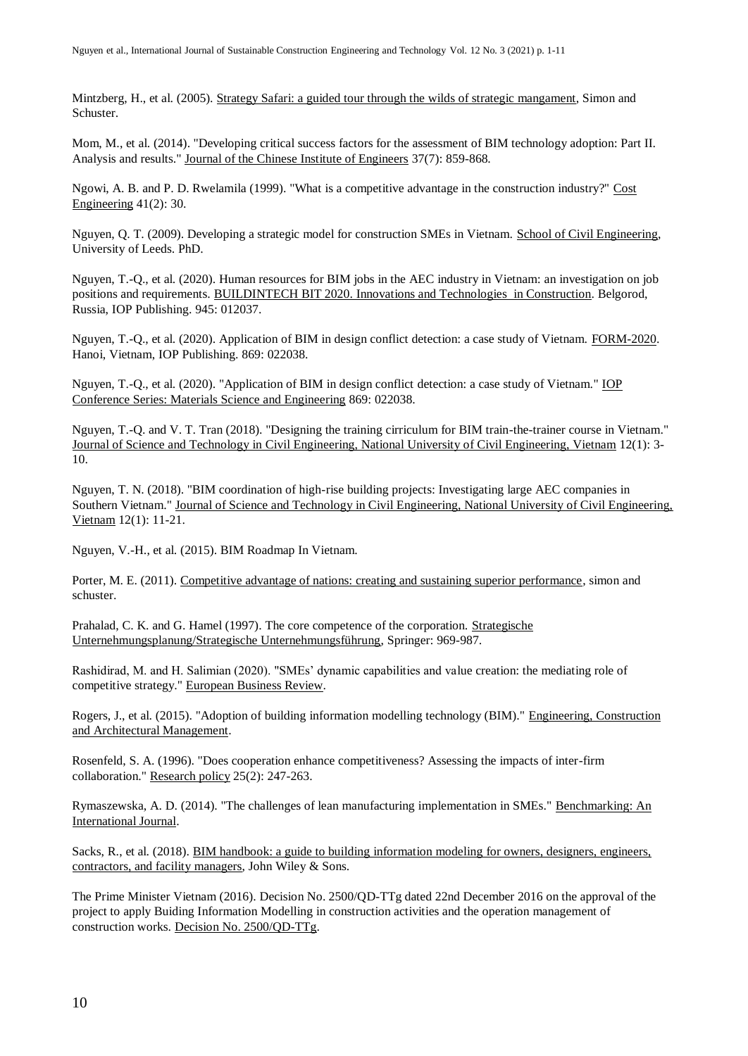Mintzberg, H., et al. (2005). Strategy Safari: a guided tour through the wilds of strategic mangament, Simon and Schuster.

Mom, M., et al. (2014). "Developing critical success factors for the assessment of BIM technology adoption: Part II. Analysis and results." Journal of the Chinese Institute of Engineers 37(7): 859-868.

Ngowi, A. B. and P. D. Rwelamila (1999). "What is a competitive advantage in the construction industry?" Cost Engineering 41(2): 30.

Nguyen, Q. T. (2009). Developing a strategic model for construction SMEs in Vietnam. School of Civil Engineering, University of Leeds. PhD.

Nguyen, T.-Q., et al. (2020). Human resources for BIM jobs in the AEC industry in Vietnam: an investigation on job positions and requirements. BUILDINTECH BIT 2020. Innovations and Technologies in Construction. Belgorod, Russia, IOP Publishing. 945: 012037.

Nguyen, T.-Q., et al. (2020). Application of BIM in design conflict detection: a case study of Vietnam. FORM-2020. Hanoi, Vietnam, IOP Publishing. 869: 022038.

Nguyen, T.-Q., et al. (2020). "Application of BIM in design conflict detection: a case study of Vietnam." IOP Conference Series: Materials Science and Engineering 869: 022038.

Nguyen, T.-Q. and V. T. Tran (2018). "Designing the training cirriculum for BIM train-the-trainer course in Vietnam." Journal of Science and Technology in Civil Engineering, National University of Civil Engineering, Vietnam 12(1): 3-10.

Nguyen, T. N. (2018). "BIM coordination of high-rise building projects: Investigating large AEC companies in Southern Vietnam." Journal of Science and Technology in Civil Engineering, National University of Civil Engineering, Vietnam 12(1): 11-21.

Nguyen, V.-H., et al. (2015). BIM Roadmap In Vietnam.

Porter, M. E. (2011). Competitive advantage of nations: creating and sustaining superior performance, simon and schuster.

Prahalad, C. K. and G. Hamel (1997). The core competence of the corporation. Strategische Unternehmungsplanung/Strategische Unternehmungsführung, Springer: 969-987.

Rashidirad, M. and H. Salimian (2020). "SMEs' dynamic capabilities and value creation: the mediating role of competitive strategy." European Business Review.

Rogers, J., et al. (2015). "Adoption of building information modelling technology (BIM)." Engineering, Construction and Architectural Management.

Rosenfeld, S. A. (1996). "Does cooperation enhance competitiveness? Assessing the impacts of inter-firm collaboration." Research policy 25(2): 247-263.

Rymaszewska, A. D. (2014). "The challenges of lean manufacturing implementation in SMEs." Benchmarking: An International Journal.

Sacks, R., et al. (2018). BIM handbook: a guide to building information modeling for owners, designers, engineers, contractors, and facility managers, John Wiley & Sons.

The Prime Minister Vietnam (2016). Decision No. 2500/QD-TTg dated 22nd December 2016 on the approval of the project to apply Buiding Information Modelling in construction activities and the operation management of construction works. Decision No. 2500/QD-TTg.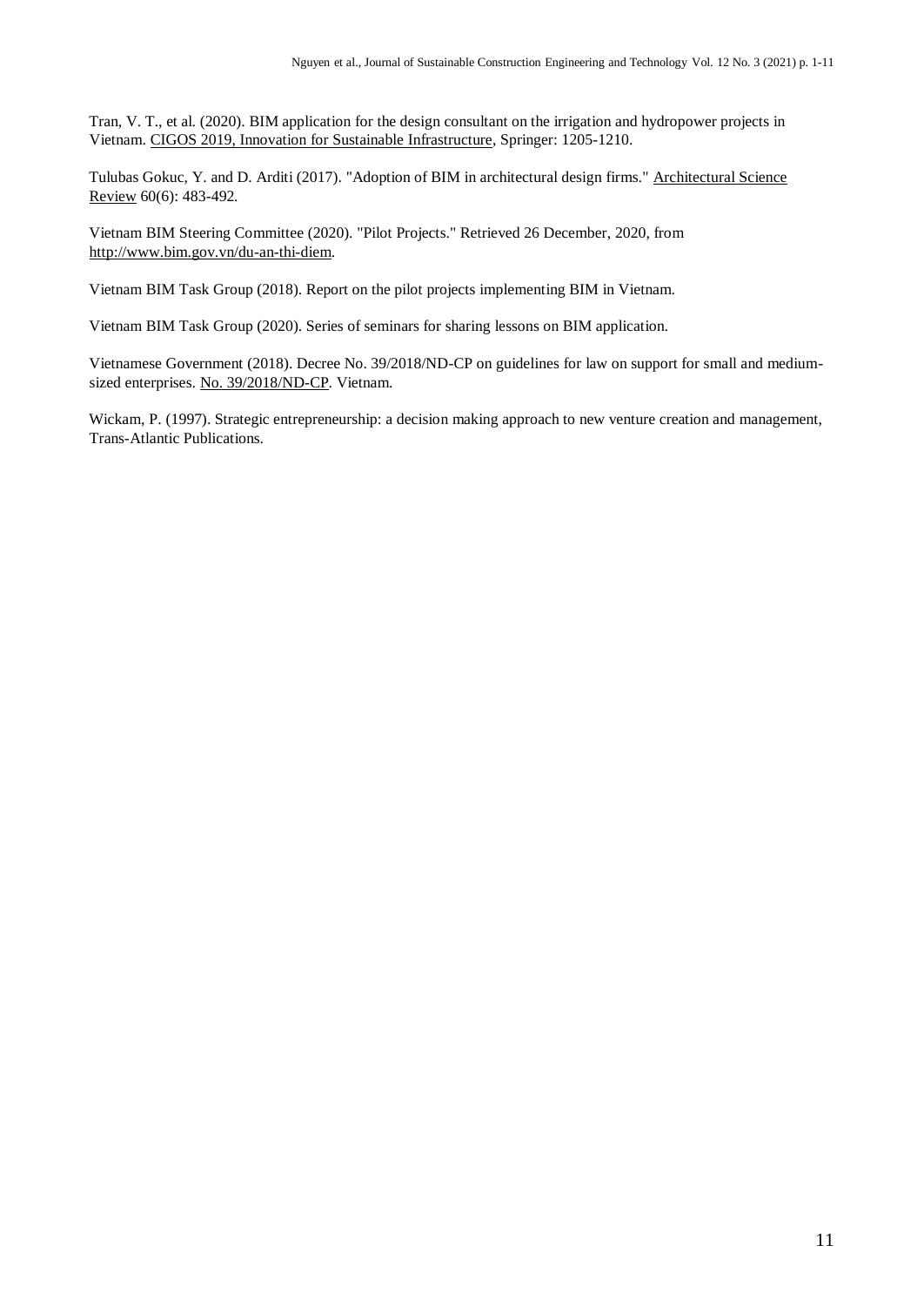Tran, V. T., et al. (2020). BIM application for the design consultant on the irrigation and hydropower projects in Vietnam. CIGOS 2019, Innovation for Sustainable Infrastructure, Springer: 1205-1210.

Tulubas Gokuc, Y. and D. Arditi (2017). "Adoption of BIM in architectural design firms." Architectural Science Review 60(6): 483-492.

Vietnam BIM Steering Committee (2020). "Pilot Projects." Retrieved 26 December, 2020, from http://www.bim.gov.vn/du-an-thi-diem.

Vietnam BIM Task Group (2018). Report on the pilot projects implementing BIM in Vietnam.

Vietnam BIM Task Group (2020). Series of seminars for sharing lessons on BIM application.

Vietnamese Government (2018). Decree No. 39/2018/ND-CP on guidelines for law on support for small and medium-sized enterprises. No. 39/2018/ND-CP. Vietnam.

Wickam, P. (1997). Strategic entrepreneurship: a decision making approach to new venture creation and management, Trans-Atlantic Publications.